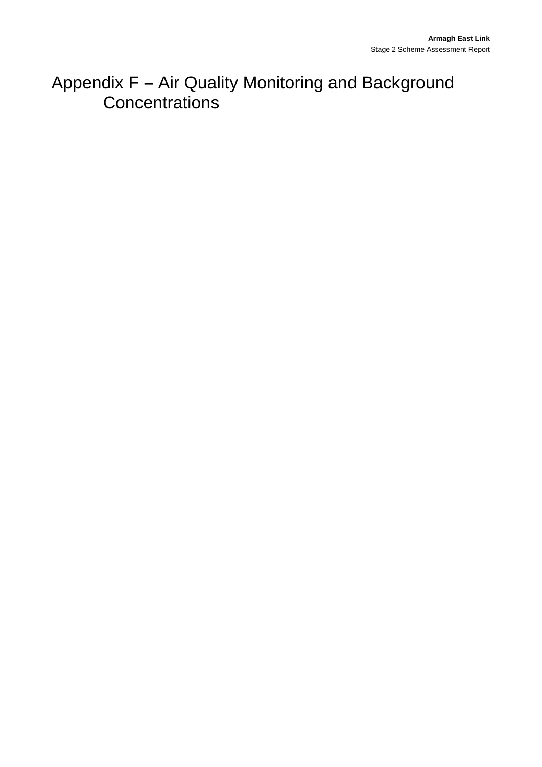# Appendix F – Air Quality Monitoring and Background Concentrations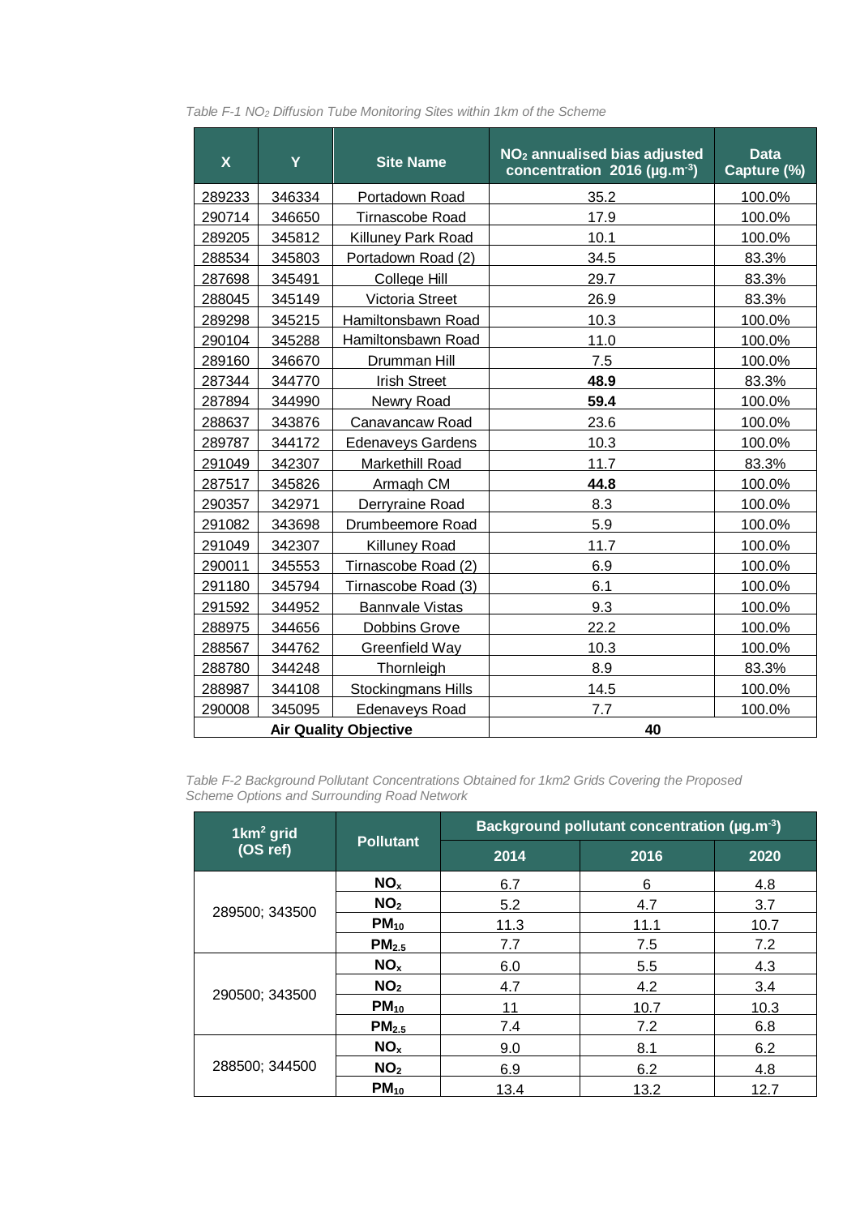*Table F-1 $NO_2$ Diffusion Tube Monitoring Sites within 1km of the Scheme*

| X | Y | Site Name | $NO_2$ annualised bias adjusted concentration 2016 (µg.m$^{-3}$) | Data Capture (%) |
|---|---|---|---|---|
| 289233 | 346334 | Portadown Road | 35.2 | 100.0% |
| 290714 | 346650 | Tirnascobe Road | 17.9 | 100.0% |
| 289205 | 345812 | Killuney Park Road | 10.1 | 100.0% |
| 288534 | 345803 | Portadown Road (2) | 34.5 | 83.3% |
| 287698 | 345491 | College Hill | 29.7 | 83.3% |
| 288045 | 345149 | Victoria Street | 26.9 | 83.3% |
| 289298 | 345215 | Hamiltonsbawn Road | 10.3 | 100.0% |
| 290104 | 345288 | Hamiltonsbawn Road | 11.0 | 100.0% |
| 289160 | 346670 | Drumman Hill | 7.5 | 100.0% |
| 287344 | 344770 | Irish Street | **48.9** | 83.3% |
| 287894 | 344990 | Newry Road | **59.4** | 100.0% |
| 288637 | 343876 | Canavancaw Road | 23.6 | 100.0% |
| 289787 | 344172 | Edenaveys Gardens | 10.3 | 100.0% |
| 291049 | 342307 | Markethill Road | 11.7 | 83.3% |
| 287517 | 345826 | Armagh CM | **44.8** | 100.0% |
| 290357 | 342971 | Derryraine Road | 8.3 | 100.0% |
| 291082 | 343698 | Drumbeemore Road | 5.9 | 100.0% |
| 291049 | 342307 | Killuney Road | 11.7 | 100.0% |
| 290011 | 345553 | Tirnascobe Road (2) | 6.9 | 100.0% |
| 291180 | 345794 | Tirnascobe Road (3) | 6.1 | 100.0% |
| 291592 | 344952 | Bannvale Vistas | 9.3 | 100.0% |
| 288975 | 344656 | Dobbins Grove | 22.2 | 100.0% |
| 288567 | 344762 | Greenfield Way | 10.3 | 100.0% |
| 288780 | 344248 | Thornleigh | 8.9 | 83.3% |
| 288987 | 344108 | Stockingmans Hills | 14.5 | 100.0% |
| 290008 | 345095 | Edenaveys Road | 7.7 | 100.0% |
| **Air Quality Objective** | | | **40** | |

*Table F-2 Background Pollutant Concentrations Obtained for 1km2 Grids Covering the Proposed Scheme Options and Surrounding Road Network*

| 1km$^2$ grid (OS ref) | Pollutant | Background pollutant concentration (µg.m$^{-3}$) | | |
|---|---|---|---|---|
| | | 2014 | 2016 | 2020 |
| 289500; 343500 | $NO_x$ | 6.7 | 6 | 4.8 |
| | $NO_2$ | 5.2 | 4.7 | 3.7 |
| | $PM_{10}$ | 11.3 | 11.1 | 10.7 |
| | $PM_{2.5}$ | 7.7 | 7.5 | 7.2 |
| 290500; 343500 | $NO_x$ | 6.0 | 5.5 | 4.3 |
| | $NO_2$ | 4.7 | 4.2 | 3.4 |
| | $PM_{10}$ | 11 | 10.7 | 10.3 |
| | $PM_{2.5}$ | 7.4 | 7.2 | 6.8 |
| 288500; 344500 | $NO_x$ | 9.0 | 8.1 | 6.2 |
| | $NO_2$ | 6.9 | 6.2 | 4.8 |
| | $PM_{10}$ | 13.4 | 13.2 | 12.7 |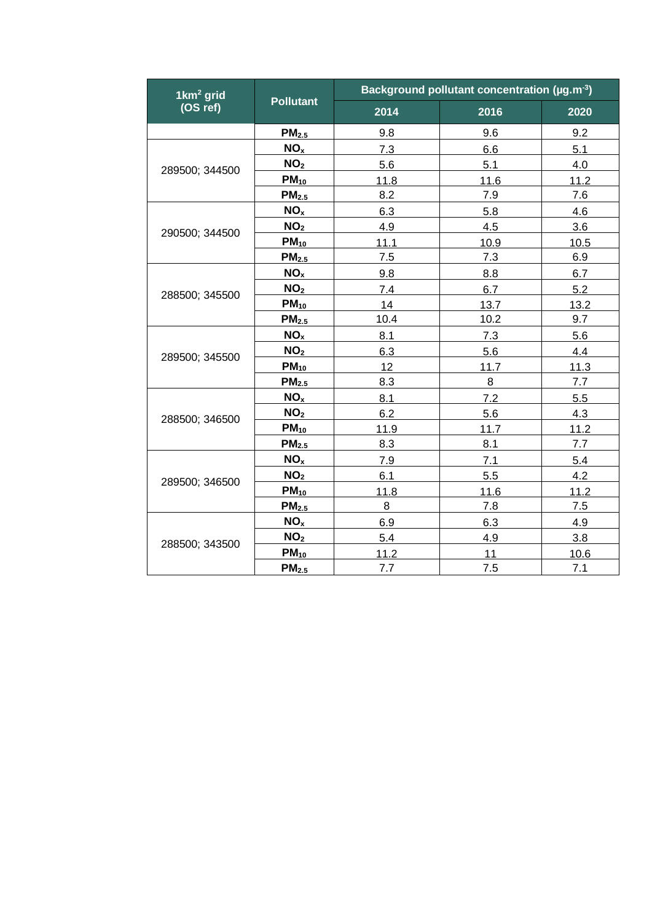| 1km$^2$ grid (OS ref) | Pollutant | Background pollutant concentration (µg.m$^{-3}$) | | |
|---|---|---|---|---|
| | | 2014 | 2016 | 2020 |
| | $PM_{2.5}$ | 9.8 | 9.6 | 9.2 |
| 289500; 344500 | $NO_x$ | 7.3 | 6.6 | 5.1 |
| | $NO_2$ | 5.6 | 5.1 | 4.0 |
| | $PM_{10}$ | 11.8 | 11.6 | 11.2 |
| | $PM_{2.5}$ | 8.2 | 7.9 | 7.6 |
| 290500; 344500 | $NO_x$ | 6.3 | 5.8 | 4.6 |
| | $NO_2$ | 4.9 | 4.5 | 3.6 |
| | $PM_{10}$ | 11.1 | 10.9 | 10.5 |
| | $PM_{2.5}$ | 7.5 | 7.3 | 6.9 |
| 288500; 345500 | $NO_x$ | 9.8 | 8.8 | 6.7 |
| | $NO_2$ | 7.4 | 6.7 | 5.2 |
| | $PM_{10}$ | 14 | 13.7 | 13.2 |
| | $PM_{2.5}$ | 10.4 | 10.2 | 9.7 |
| 289500; 345500 | $NO_x$ | 8.1 | 7.3 | 5.6 |
| | $NO_2$ | 6.3 | 5.6 | 4.4 |
| | $PM_{10}$ | 12 | 11.7 | 11.3 |
| | $PM_{2.5}$ | 8.3 | 8 | 7.7 |
| 288500; 346500 | $NO_x$ | 8.1 | 7.2 | 5.5 |
| | $NO_2$ | 6.2 | 5.6 | 4.3 |
| | $PM_{10}$ | 11.9 | 11.7 | 11.2 |
| | $PM_{2.5}$ | 8.3 | 8.1 | 7.7 |
| 289500; 346500 | $NO_x$ | 7.9 | 7.1 | 5.4 |
| | $NO_2$ | 6.1 | 5.5 | 4.2 |
| | $PM_{10}$ | 11.8 | 11.6 | 11.2 |
| | $PM_{2.5}$ | 8 | 7.8 | 7.5 |
| 288500; 343500 | $NO_x$ | 6.9 | 6.3 | 4.9 |
| | $NO_2$ | 5.4 | 4.9 | 3.8 |
| | $PM_{10}$ | 11.2 | 11 | 10.6 |
| | $PM_{2.5}$ | 7.7 | 7.5 | 7.1 |